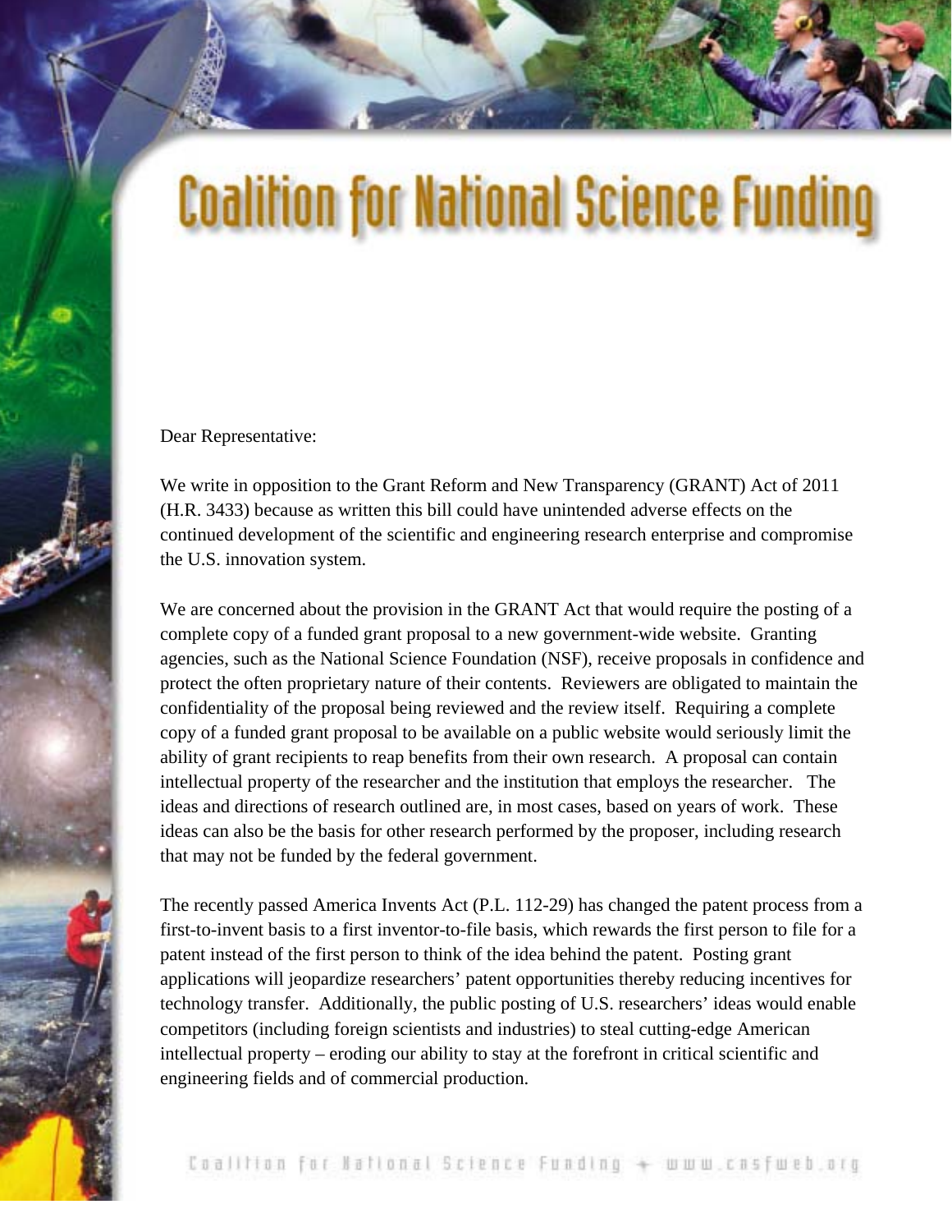# Coalition for National Science Funding

Dear Representative:

We write in opposition to the Grant Reform and New Transparency (GRANT) Act of 2011 (H.R. 3433) because as written this bill could have unintended adverse effects on the continued development of the scientific and engineering research enterprise and compromise the U.S. innovation system.

We are concerned about the provision in the GRANT Act that would require the posting of a complete copy of a funded grant proposal to a new government-wide website. Granting agencies, such as the National Science Foundation (NSF), receive proposals in confidence and protect the often proprietary nature of their contents. Reviewers are obligated to maintain the confidentiality of the proposal being reviewed and the review itself. Requiring a complete copy of a funded grant proposal to be available on a public website would seriously limit the ability of grant recipients to reap benefits from their own research. A proposal can contain intellectual property of the researcher and the institution that employs the researcher. The ideas and directions of research outlined are, in most cases, based on years of work. These ideas can also be the basis for other research performed by the proposer, including research that may not be funded by the federal government.

The recently passed America Invents Act (P.L. 112-29) has changed the patent process from a first-to-invent basis to a first inventor-to-file basis, which rewards the first person to file for a patent instead of the first person to think of the idea behind the patent. Posting grant applications will jeopardize researchers' patent opportunities thereby reducing incentives for technology transfer. Additionally, the public posting of U.S. researchers' ideas would enable competitors (including foreign scientists and industries) to steal cutting-edge American intellectual property – eroding our ability to stay at the forefront in critical scientific and engineering fields and of commercial production.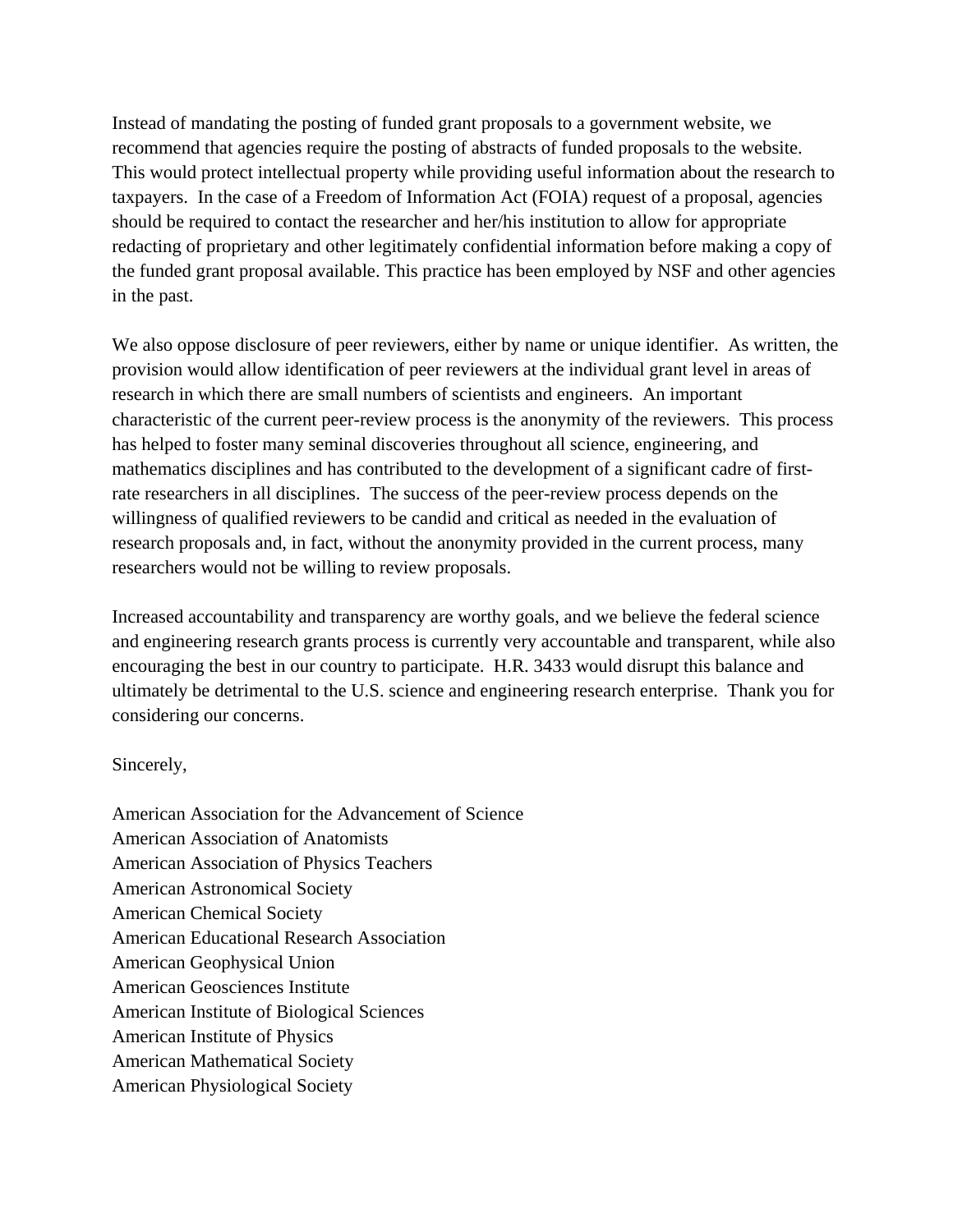Instead of mandating the posting of funded grant proposals to a government website, we recommend that agencies require the posting of abstracts of funded proposals to the website. This would protect intellectual property while providing useful information about the research to taxpayers. In the case of a Freedom of Information Act (FOIA) request of a proposal, agencies should be required to contact the researcher and her/his institution to allow for appropriate redacting of proprietary and other legitimately confidential information before making a copy of the funded grant proposal available. This practice has been employed by NSF and other agencies in the past.

We also oppose disclosure of peer reviewers, either by name or unique identifier. As written, the provision would allow identification of peer reviewers at the individual grant level in areas of research in which there are small numbers of scientists and engineers. An important characteristic of the current peer-review process is the anonymity of the reviewers. This process has helped to foster many seminal discoveries throughout all science, engineering, and mathematics disciplines and has contributed to the development of a significant cadre of first-rate researchers in all disciplines. The success of the peer-review process depends on the willingness of qualified reviewers to be candid and critical as needed in the evaluation of research proposals and, in fact, without the anonymity provided in the current process, many researchers would not be willing to review proposals.

Increased accountability and transparency are worthy goals, and we believe the federal science and engineering research grants process is currently very accountable and transparent, while also encouraging the best in our country to participate. H.R. 3433 would disrupt this balance and ultimately be detrimental to the U.S. science and engineering research enterprise. Thank you for considering our concerns.

Sincerely,

American Association for the Advancement of Science
American Association of Anatomists
American Association of Physics Teachers
American Astronomical Society
American Chemical Society
American Educational Research Association
American Geophysical Union
American Geosciences Institute
American Institute of Biological Sciences
American Institute of Physics
American Mathematical Society
American Physiological Society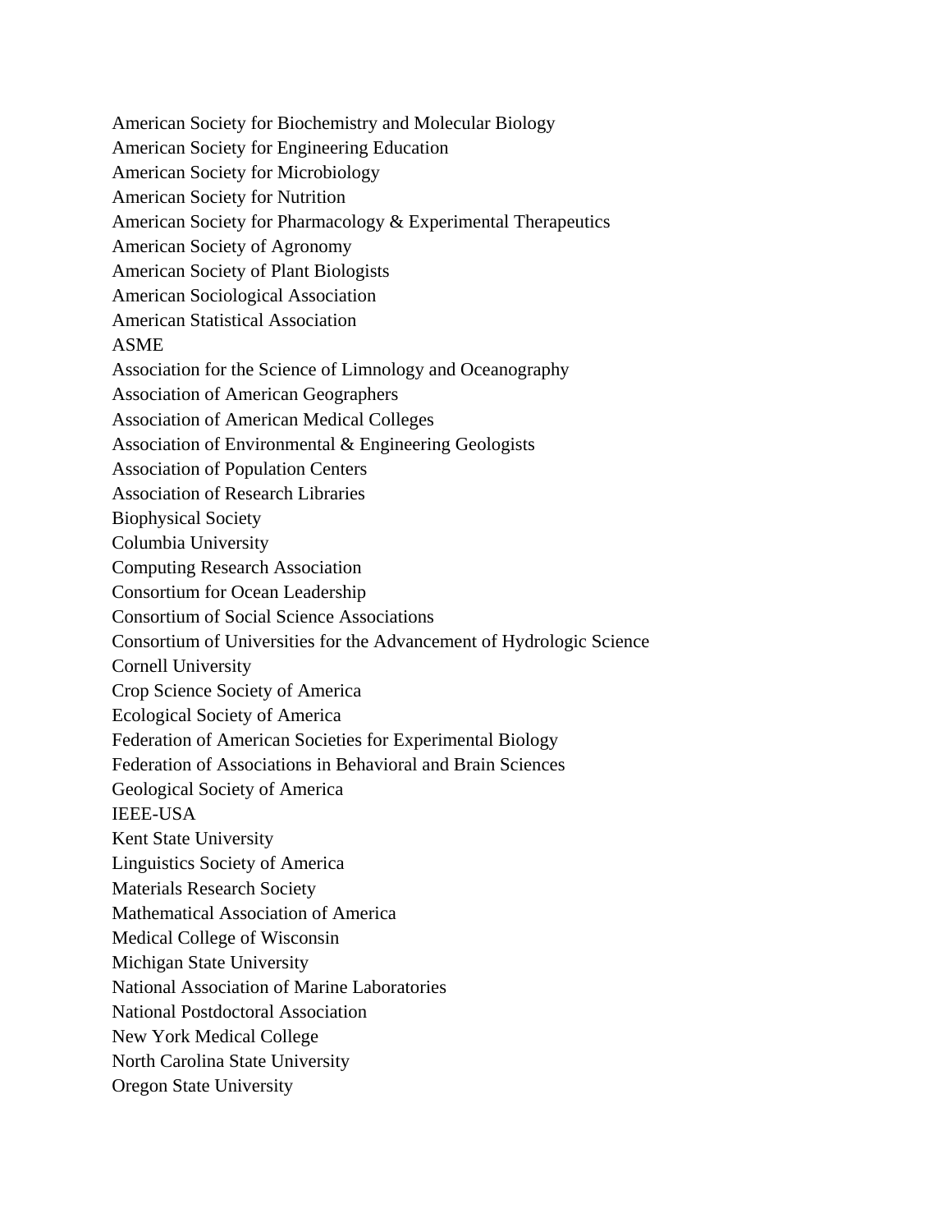American Society for Biochemistry and Molecular Biology
American Society for Engineering Education
American Society for Microbiology
American Society for Nutrition
American Society for Pharmacology & Experimental Therapeutics
American Society of Agronomy
American Society of Plant Biologists
American Sociological Association
American Statistical Association
ASME
Association for the Science of Limnology and Oceanography
Association of American Geographers
Association of American Medical Colleges
Association of Environmental & Engineering Geologists
Association of Population Centers
Association of Research Libraries
Biophysical Society
Columbia University
Computing Research Association
Consortium for Ocean Leadership
Consortium of Social Science Associations
Consortium of Universities for the Advancement of Hydrologic Science
Cornell University
Crop Science Society of America
Ecological Society of America
Federation of American Societies for Experimental Biology
Federation of Associations in Behavioral and Brain Sciences
Geological Society of America
IEEE-USA
Kent State University
Linguistics Society of America
Materials Research Society
Mathematical Association of America
Medical College of Wisconsin
Michigan State University
National Association of Marine Laboratories
National Postdoctoral Association
New York Medical College
North Carolina State University
Oregon State University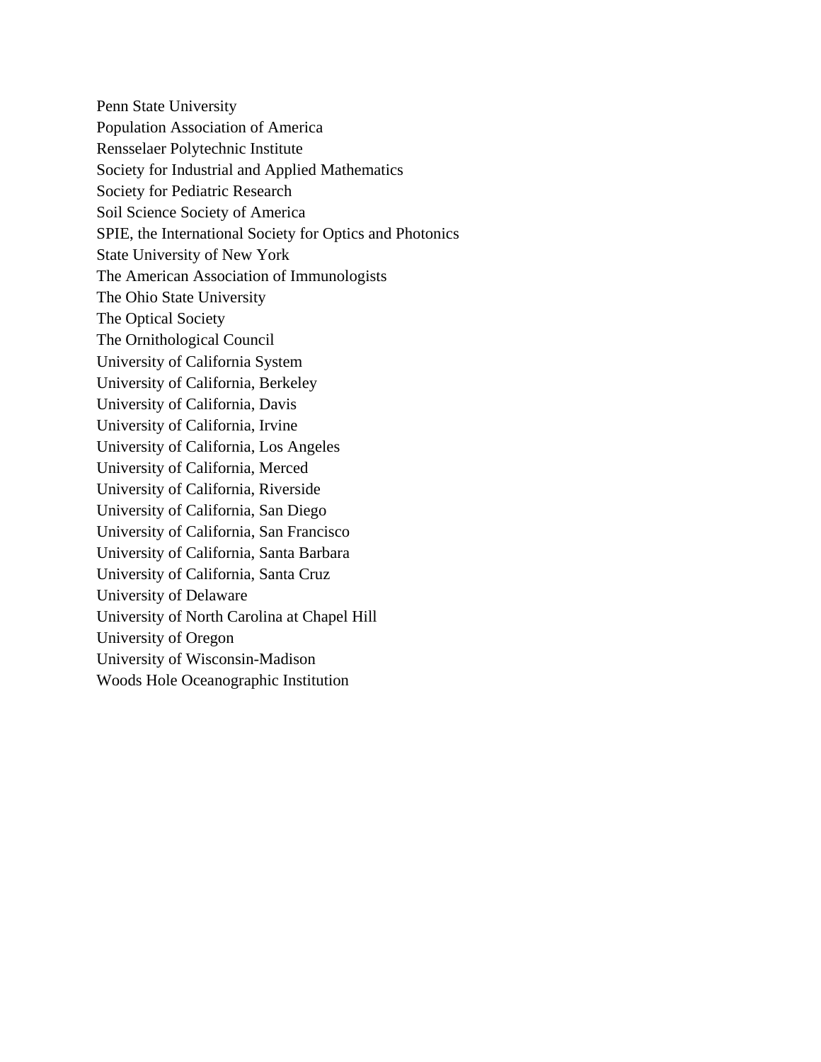Penn State University
Population Association of America
Rensselaer Polytechnic Institute
Society for Industrial and Applied Mathematics
Society for Pediatric Research
Soil Science Society of America
SPIE, the International Society for Optics and Photonics
State University of New York
The American Association of Immunologists
The Ohio State University
The Optical Society
The Ornithological Council
University of California System
University of California, Berkeley
University of California, Davis
University of California, Irvine
University of California, Los Angeles
University of California, Merced
University of California, Riverside
University of California, San Diego
University of California, San Francisco
University of California, Santa Barbara
University of California, Santa Cruz
University of Delaware
University of North Carolina at Chapel Hill
University of Oregon
University of Wisconsin-Madison
Woods Hole Oceanographic Institution